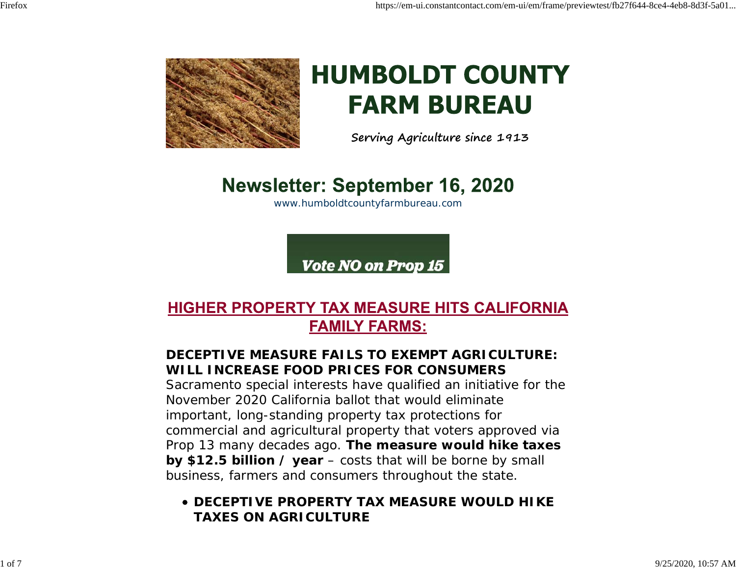# HUMBOLDT COUNTY FARM BUREAU

*Serving Agriculture since 1913*

## Newsletter: September 16, 2020

www.humboldtcountyfarmbureau.com

**Vote NO on Prop 15**

## HIGHER PROPERTY TAX MEASURE HITS CALIFORNIA FAMILY FARMS:

**DECEPTIVE MEASURE FAILS TO EXEMPT AGRICULTURE: WILL INCREASE FOOD PRICES FOR CONSUMERS**

Sacramento special interests have qualified an initiative for the November 2020 California ballot that would eliminate important, long-standing property tax protections for commercial and agricultural property that voters approved via Prop 13 many decades ago. **The measure would hike taxes by $12.5 billion / year** – costs that will be borne by small business, farmers and consumers throughout the state.

- **DECEPTIVE PROPERTY TAX MEASURE WOULD HIKE TAXES ON AGRICULTURE**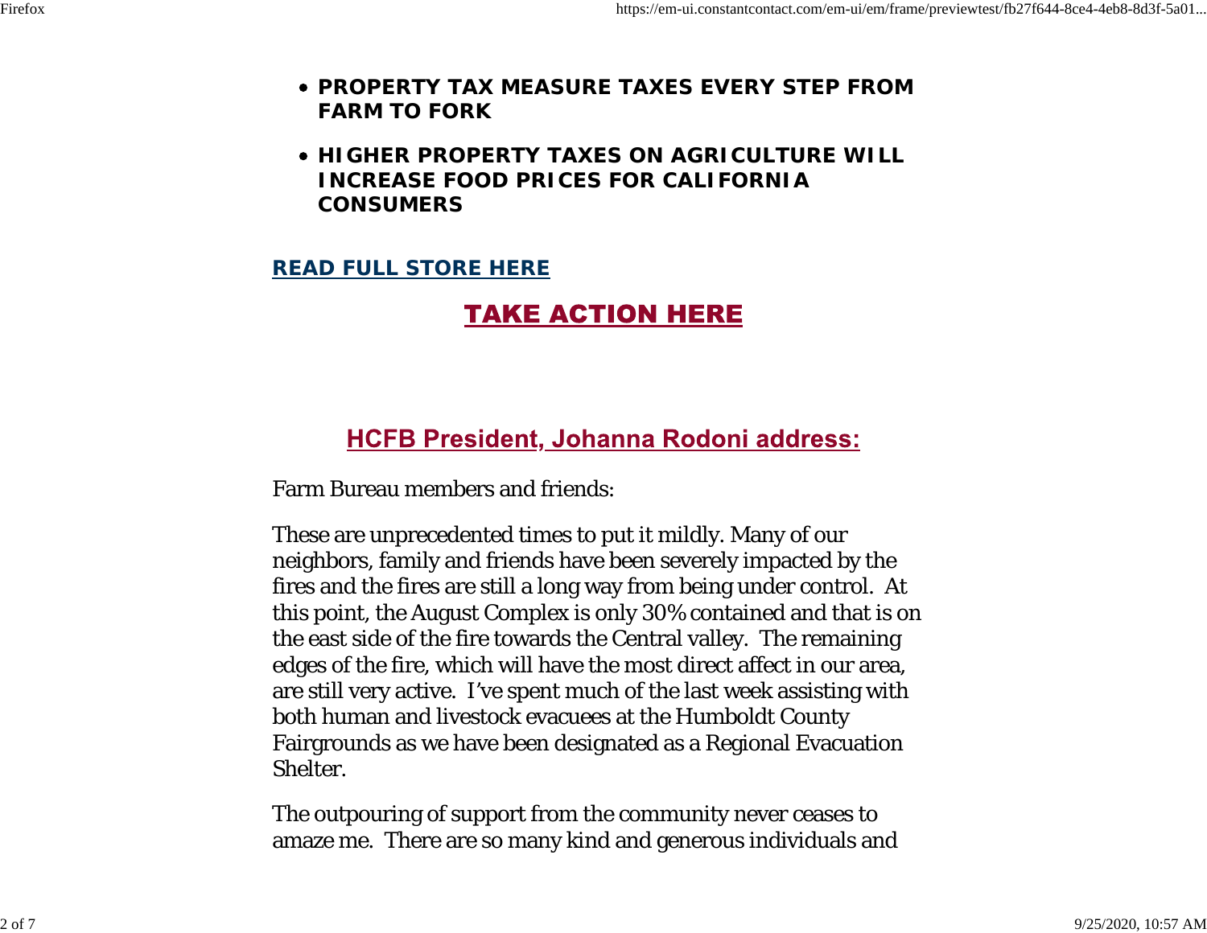- **PROPERTY TAX MEASURE TAXES EVERY STEP FROM FARM TO FORK**
- **HIGHER PROPERTY TAXES ON AGRICULTURE WILL INCREASE FOOD PRICES FOR CALIFORNIA CONSUMERS**

**READ FULL STORE HERE**

## TAKE ACTION HERE

## HCFB President, Johanna Rodoni address:

Farm Bureau members and friends:

These are unprecedented times to put it mildly. Many of our neighbors, family and friends have been severely impacted by the fires and the fires are still a long way from being under control. At this point, the August Complex is only 30% contained and that is on the east side of the fire towards the Central valley. The remaining edges of the fire, which will have the most direct affect in our area, are still very active. I've spent much of the last week assisting with both human and livestock evacuees at the Humboldt County Fairgrounds as we have been designated as a Regional Evacuation Shelter.

The outpouring of support from the community never ceases to amaze me. There are so many kind and generous individuals and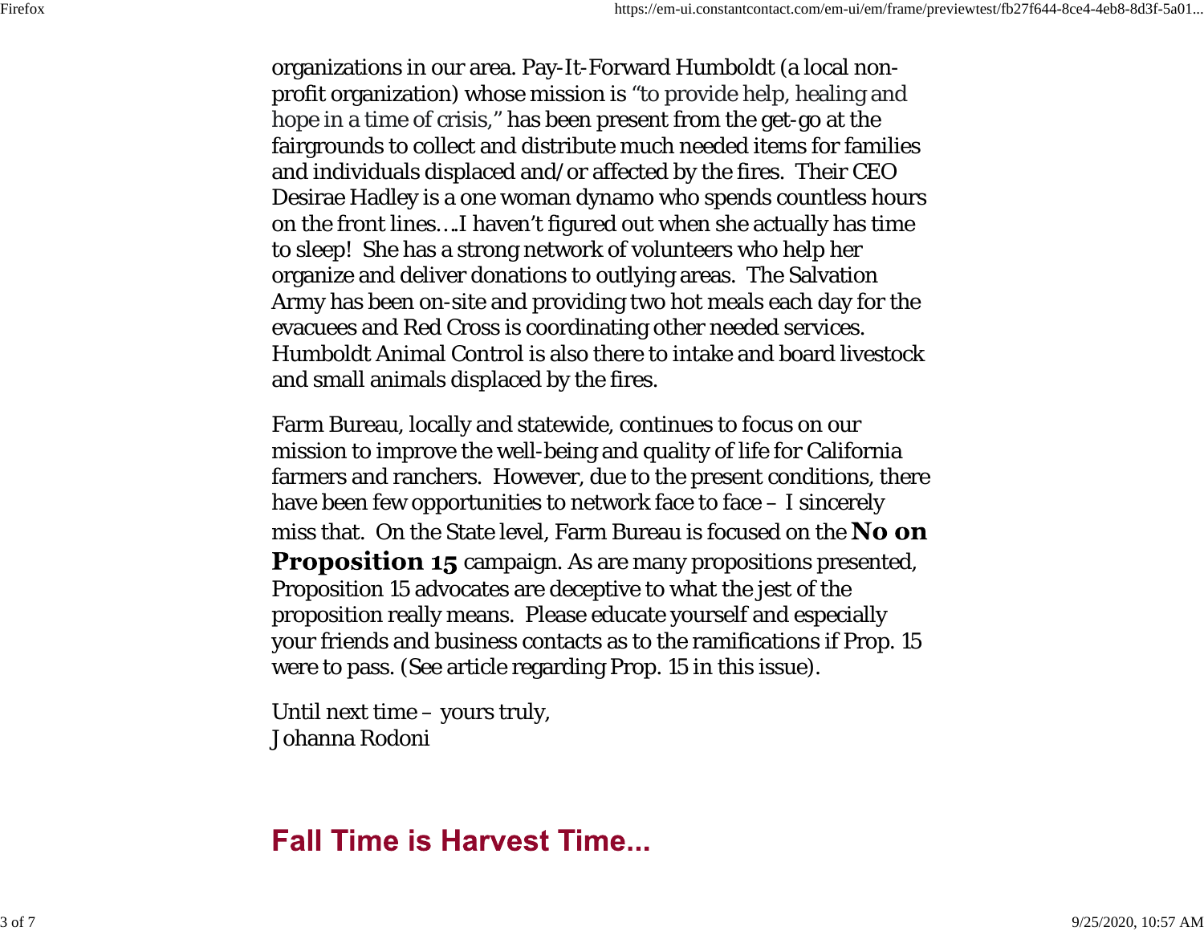organizations in our area. Pay-It-Forward Humboldt (a local non-profit organization) whose mission is "to provide help, healing and hope in a time of crisis," has been present from the get-go at the fairgrounds to collect and distribute much needed items for families and individuals displaced and/or affected by the fires. Their CEO Desirae Hadley is a one woman dynamo who spends countless hours on the front lines….I haven't figured out when she actually has time to sleep! She has a strong network of volunteers who help her organize and deliver donations to outlying areas. The Salvation Army has been on-site and providing two hot meals each day for the evacuees and Red Cross is coordinating other needed services. Humboldt Animal Control is also there to intake and board livestock and small animals displaced by the fires.

Farm Bureau, locally and statewide, continues to focus on our mission to improve the well-being and quality of life for California farmers and ranchers. However, due to the present conditions, there have been few opportunities to network face to face – I sincerely miss that. On the State level, Farm Bureau is focused on the **No on Proposition 15** campaign. As are many propositions presented, Proposition 15 advocates are deceptive to what the jest of the proposition really means. Please educate yourself and especially your friends and business contacts as to the ramifications if Prop. 15 were to pass. (See article regarding Prop. 15 in this issue).

Until next time – yours truly,
Johanna Rodoni

## Fall Time is Harvest Time...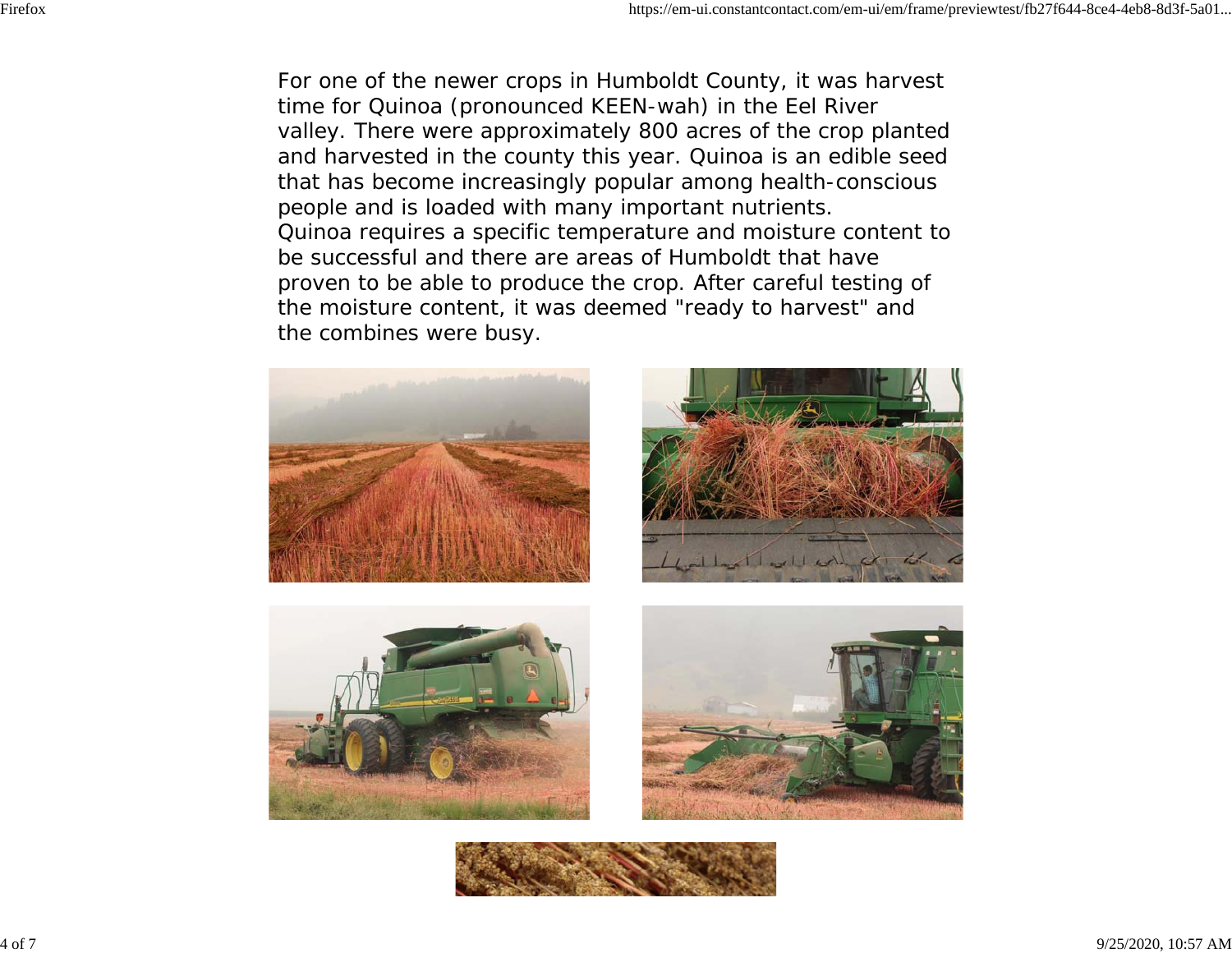For one of the newer crops in Humboldt County, it was harvest time for Quinoa (pronounced KEEN-wah) in the Eel River valley. There were approximately 800 acres of the crop planted and harvested in the county this year. Quinoa is an edible seed that has become increasingly popular among health-conscious people and is loaded with many important nutrients.
Quinoa requires a specific temperature and moisture content to be successful and there are areas of Humboldt that have proven to be able to produce the crop. After careful testing of the moisture content, it was deemed "ready to harvest" and the combines were busy.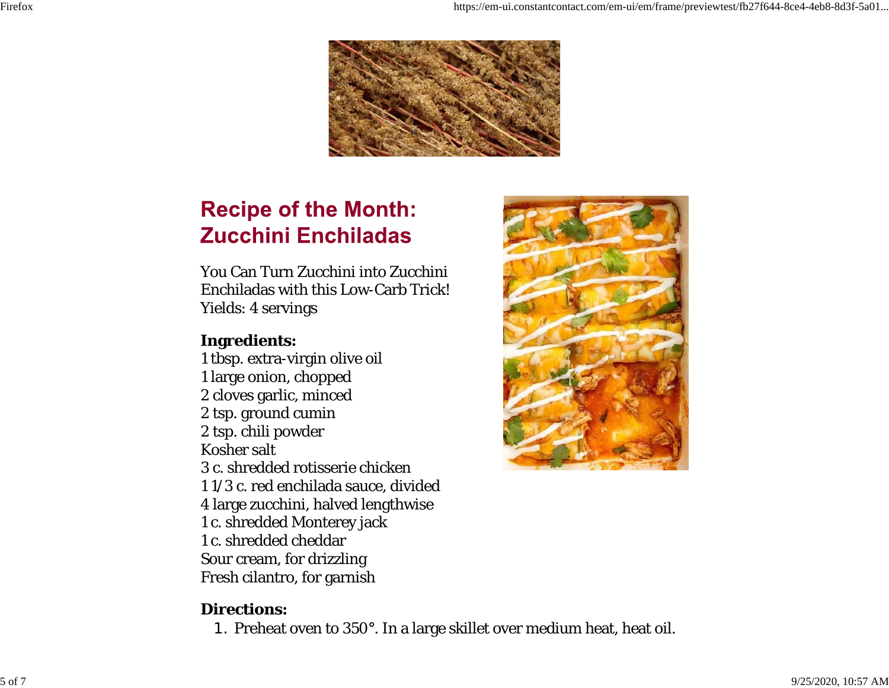## Recipe of the Month: Zucchini Enchiladas

You Can Turn Zucchini into Zucchini Enchiladas with this Low-Carb Trick!
Yields: 4 servings

**Ingredients:**
1 tbsp. extra-virgin olive oil
1 large onion, chopped
2 cloves garlic, minced
2 tsp. ground cumin
2 tsp. chili powder
Kosher salt
3 c. shredded rotisserie chicken
1 1/3 c. red enchilada sauce, divided
4 large zucchini, halved lengthwise
1 c. shredded Monterey jack
1 c. shredded cheddar
Sour cream, for drizzling
Fresh cilantro, for garnish

**Directions:**

1. Preheat oven to 350°. In a large skillet over medium heat, heat oil.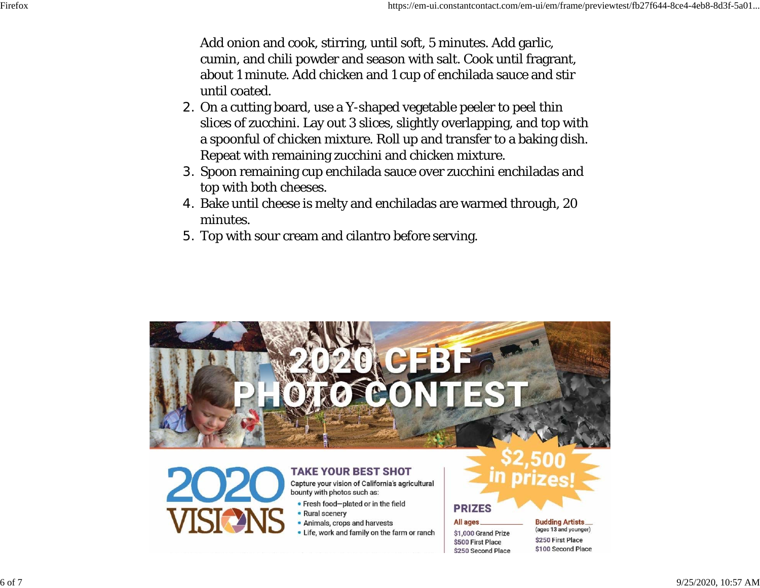Add onion and cook, stirring, until soft, 5 minutes. Add garlic, cumin, and chili powder and season with salt. Cook until fragrant, about 1 minute. Add chicken and 1 cup of enchilada sauce and stir until coated.

2. On a cutting board, use a Y-shaped vegetable peeler to peel thin slices of zucchini. Lay out 3 slices, slightly overlapping, and top with a spoonful of chicken mixture. Roll up and transfer to a baking dish. Repeat with remaining zucchini and chicken mixture.
3. Spoon remaining cup enchilada sauce over zucchini enchiladas and top with both cheeses.
4. Bake until cheese is melty and enchiladas are warmed through, 20 minutes.
5. Top with sour cream and cilantro before serving.

# 2020 CFBF PHOTO CONTEST

**2020 VISIONS**

## TAKE YOUR BEST SHOT

Capture your vision of California's agricultural bounty with photos such as:

- Fresh food—plated or in the field
- Rural scenery
- Animals, crops and harvests
- Life, work and family on the farm or ranch

**$2,500 in prizes!**

## PRIZES

**All ages**

$1,000 Grand Prize
$500 First Place
$250 Second Place

**Budding Artists** (ages 13 and younger)

$250 First Place
$100 Second Place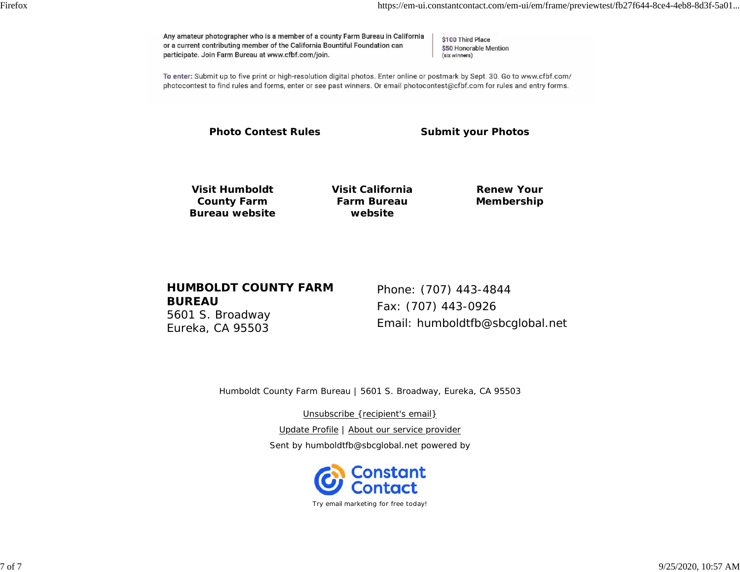Any amateur photographer who is a member of a county Farm Bureau in California or a current contributing member of the California Bountiful Foundation can participate. Join Farm Bureau at www.cfbf.com/join.

$100 Third Place
$50 Honorable Mention
(six winners)

**To enter:** Submit up to five print or high-resolution digital photos. Enter online or postmark by Sept. 30. Go to www.cfbf.com/photocontest to find rules and forms, enter or see past winners. Or email photocontest@cfbf.com for rules and entry forms.

**Photo Contest Rules**

**Submit your Photos**

**Visit Humboldt County Farm Bureau website**

**Visit California Farm Bureau website**

**Renew Your Membership**

**HUMBOLDT COUNTY FARM BUREAU**
5601 S. Broadway
Eureka, CA 95503

Phone: (707) 443-4844
Fax: (707) 443-0926
Email: humboldtfb@sbcglobal.net

Humboldt County Farm Bureau | 5601 S. Broadway, Eureka, CA 95503

Unsubscribe {recipient's email}

Update Profile | About our service provider

Sent by humboldtfb@sbcglobal.net powered by

Constant Contact

Try email marketing for free today!